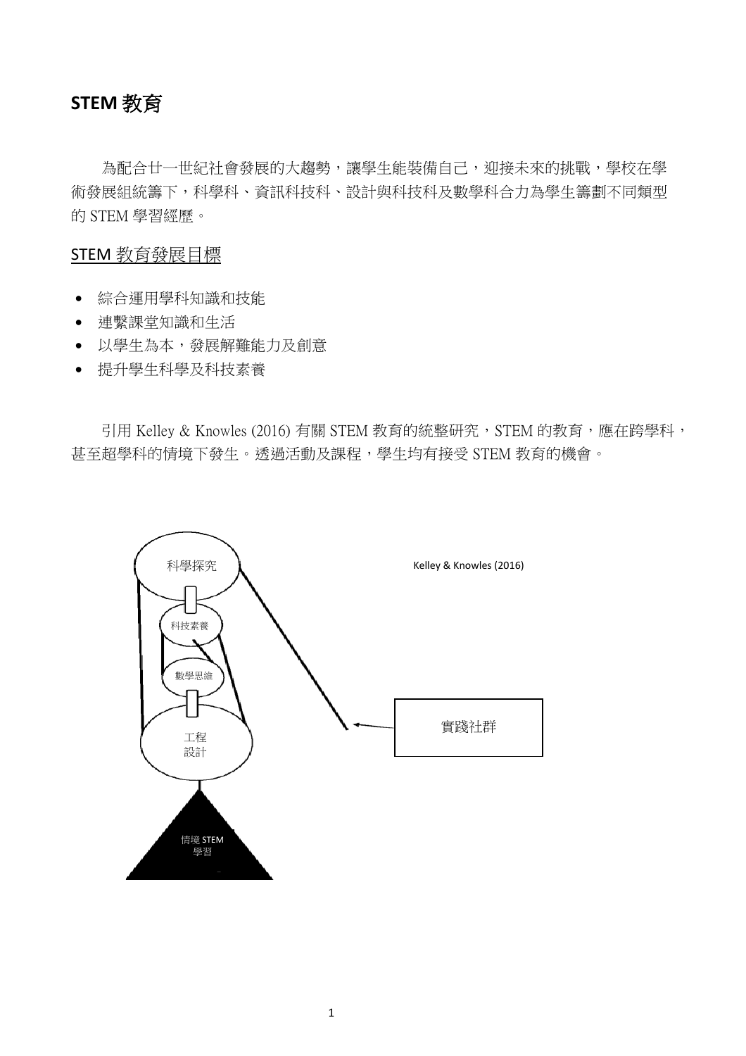# STEM 教育

為配合廿一世紀社會發展的大趨勢，讓學生能裝備自己，迎接未來的挑戰，學校在學術發展組統籌下，科學科、資訊科技科、設計與科技科及數學科合力為學生籌劃不同類型的 STEM 學習經歷。

## STEM 教育發展目標

- 綜合運用學科知識和技能
- 連繫課堂知識和生活
- 以學生為本，發展解難能力及創意
- 提升學生科學及科技素養

引用 Kelley & Knowles (2016) 有關 STEM 教育的統整研究，STEM 的教育，應在跨學科，甚至超學科的情境下發生。透過活動及課程，學生均有接受 STEM 教育的機會。

科學探究

科技素養

數學思維

工程設計

情境 STEM 學習

實踐社群

Kelley & Knowles (2016)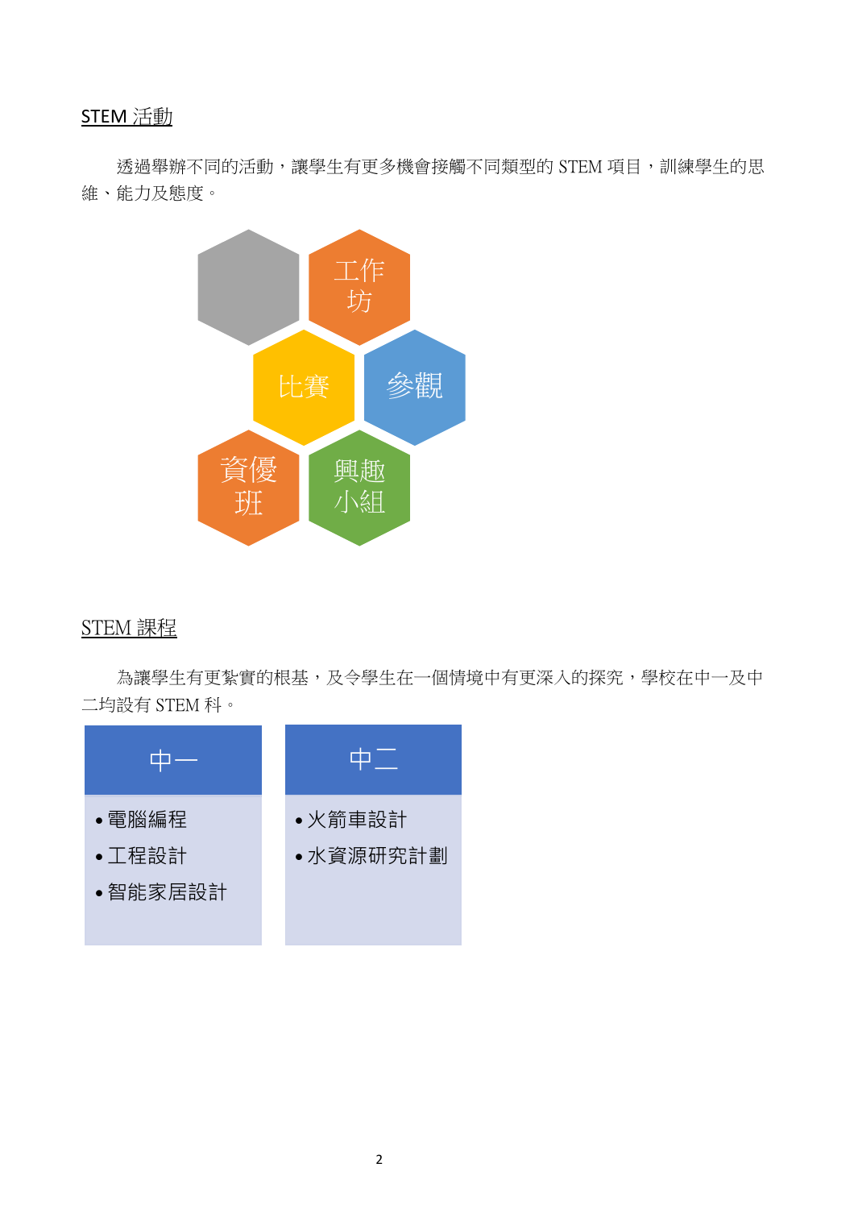## STEM 活動

透過舉辦不同的活動，讓學生有更多機會接觸不同類型的 STEM 項目，訓練學生的思維、能力及態度。

- 工作坊
- 比賽
- 參觀
- 資優班
- 興趣小組

## STEM 課程

為讓學生有更紮實的根基，及令學生在一個情境中有更深入的探究，學校在中一及中二均設有 STEM 科。

| 中一 | 中二 |
| --- | --- |
| • 電腦編程<br>• 工程設計<br>• 智能家居設計 | • 火箭車設計<br>• 水資源研究計劃 |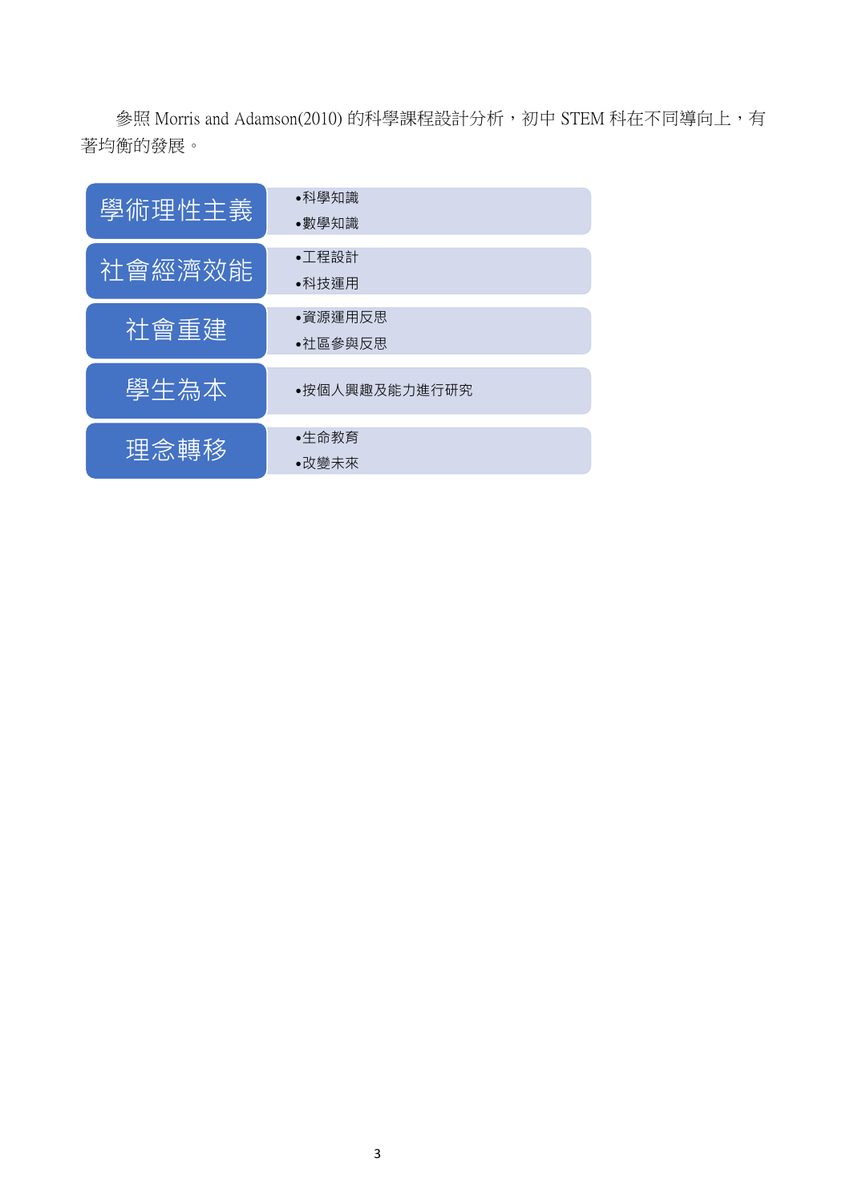參照 Morris and Adamson(2010) 的科學課程設計分析，初中 STEM 科在不同導向上，有著均衡的發展。

| 導向 | 內容 |
| --- | --- |
| 學術理性主義 | •科學知識<br>•數學知識 |
| 社會經濟效能 | •工程設計<br>•科技運用 |
| 社會重建 | •資源運用反思<br>•社區參與反思 |
| 學生為本 | •按個人興趣及能力進行研究 |
| 理念轉移 | •生命教育<br>•改變未來 |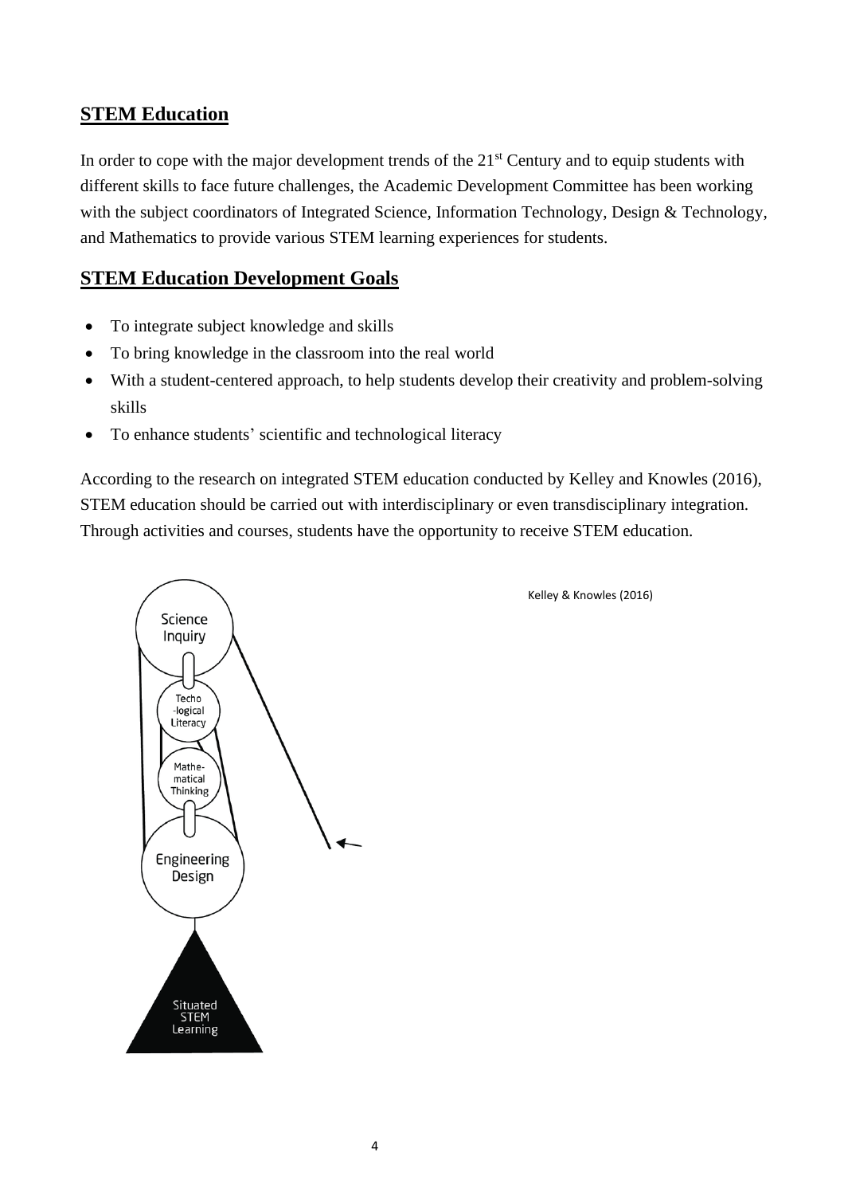## STEM Education

In order to cope with the major development trends of the 21st Century and to equip students with different skills to face future challenges, the Academic Development Committee has been working with the subject coordinators of Integrated Science, Information Technology, Design & Technology, and Mathematics to provide various STEM learning experiences for students.

## STEM Education Development Goals

- To integrate subject knowledge and skills
- To bring knowledge in the classroom into the real world
- With a student-centered approach, to help students develop their creativity and problem-solving skills
- To enhance students' scientific and technological literacy

According to the research on integrated STEM education conducted by Kelley and Knowles (2016), STEM education should be carried out with interdisciplinary or even transdisciplinary integration. Through activities and courses, students have the opportunity to receive STEM education.

Science Inquiry

Techo -logical Literacy

Mathe- matical Thinking

Engineering Design

Situated STEM Learning

Kelley & Knowles (2016)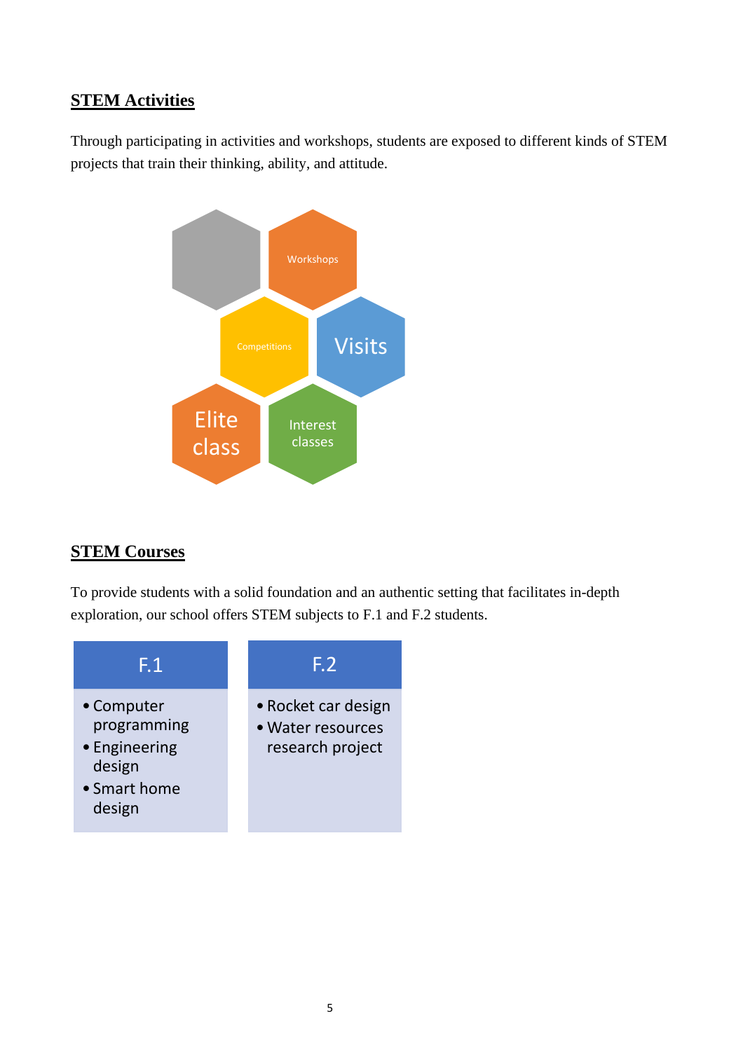## STEM Activities

Through participating in activities and workshops, students are exposed to different kinds of STEM projects that train their thinking, ability, and attitude.

- Workshops
- Competitions
- Visits
- Elite class
- Interest classes

## STEM Courses

To provide students with a solid foundation and an authentic setting that facilitates in-depth exploration, our school offers STEM subjects to F.1 and F.2 students.

| F.1 | F.2 |
| --- | --- |
| • Computer programming<br>• Engineering design<br>• Smart home design | • Rocket car design<br>• Water resources research project |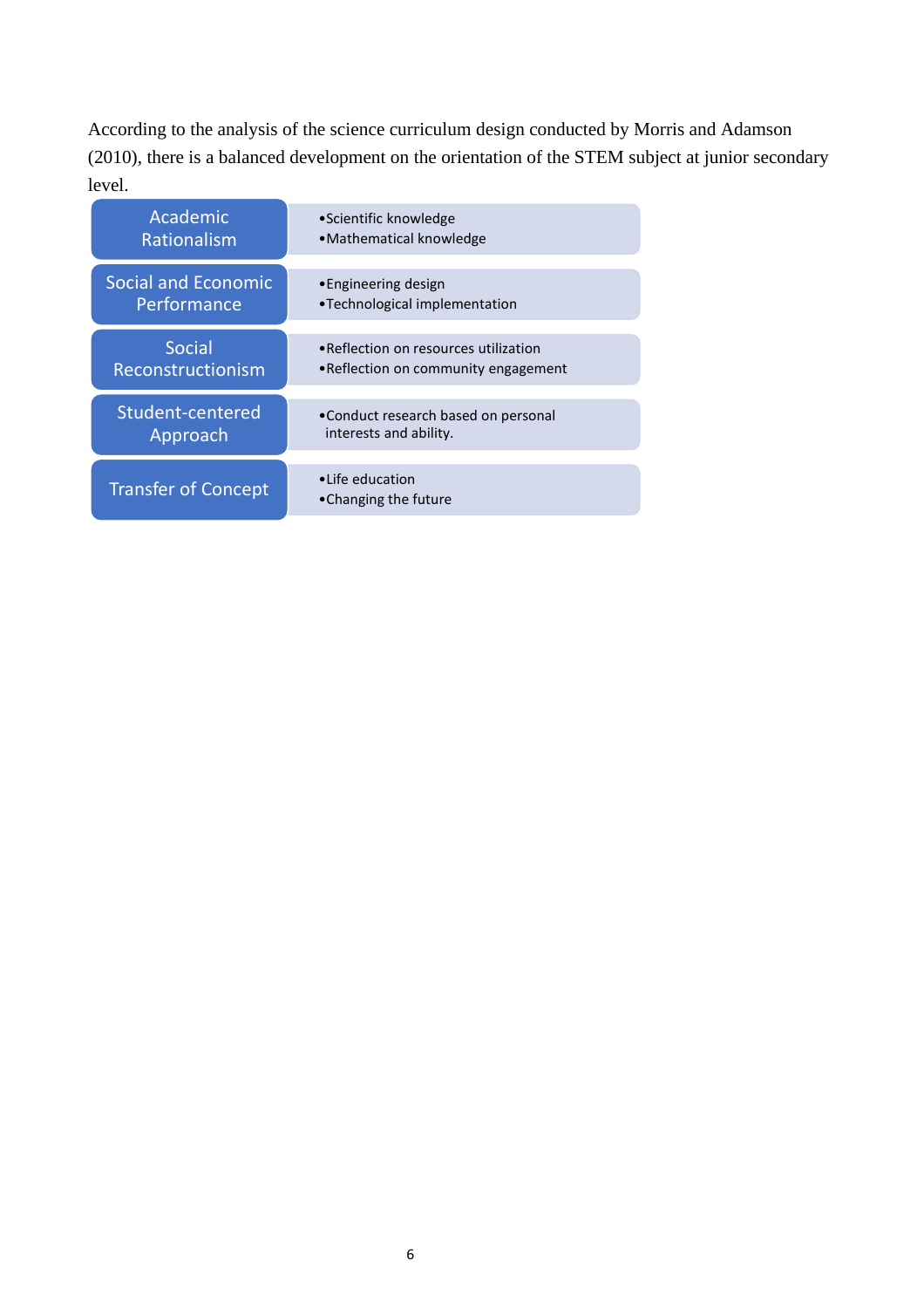According to the analysis of the science curriculum design conducted by Morris and Adamson (2010), there is a balanced development on the orientation of the STEM subject at junior secondary level.

| | |
|---|---|
| Academic Rationalism | •Scientific knowledge<br>•Mathematical knowledge |
| Social and Economic Performance | •Engineering design<br>•Technological implementation |
| Social Reconstructionism | •Reflection on resources utilization<br>•Reflection on community engagement |
| Student-centered Approach | •Conduct research based on personal interests and ability. |
| Transfer of Concept | •Life education<br>•Changing the future |